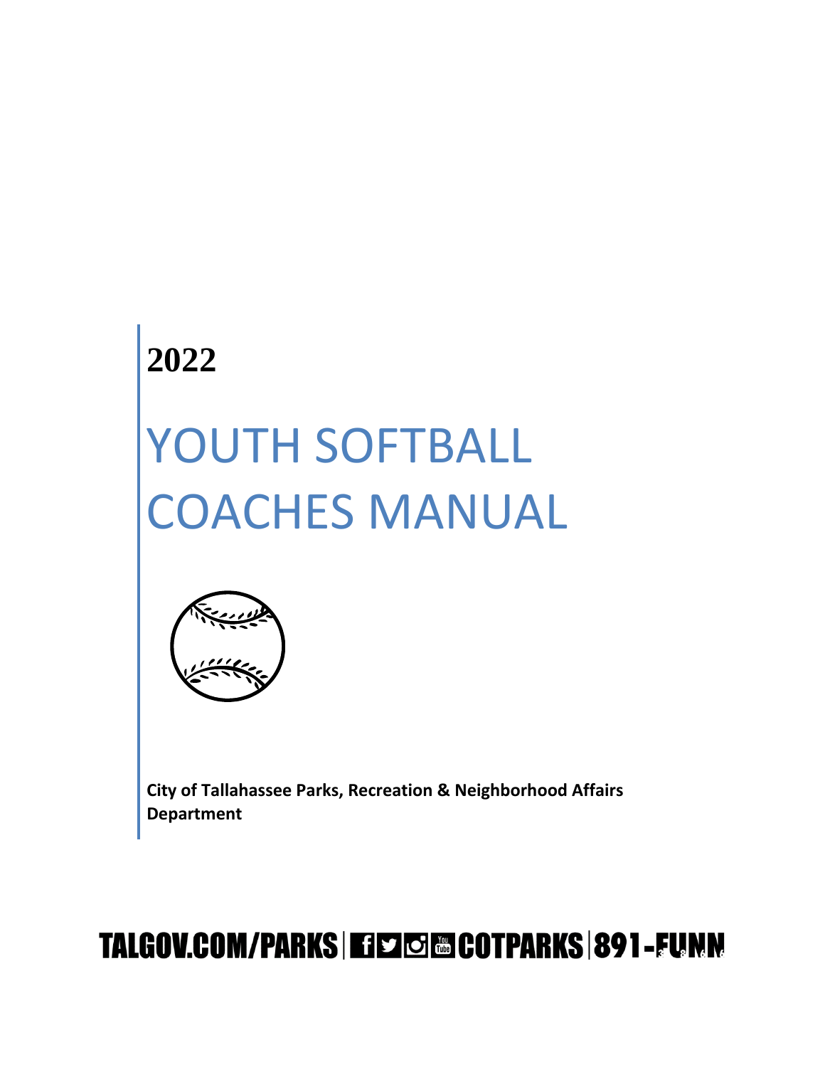**2022**

# YOUTH SOFTBALL COACHES MANUAL

**City of Tallahassee Parks, Recreation & Neighborhood Affairs Department**

TALGOV.COM/PARKS | COTPARKS | 891-FUNN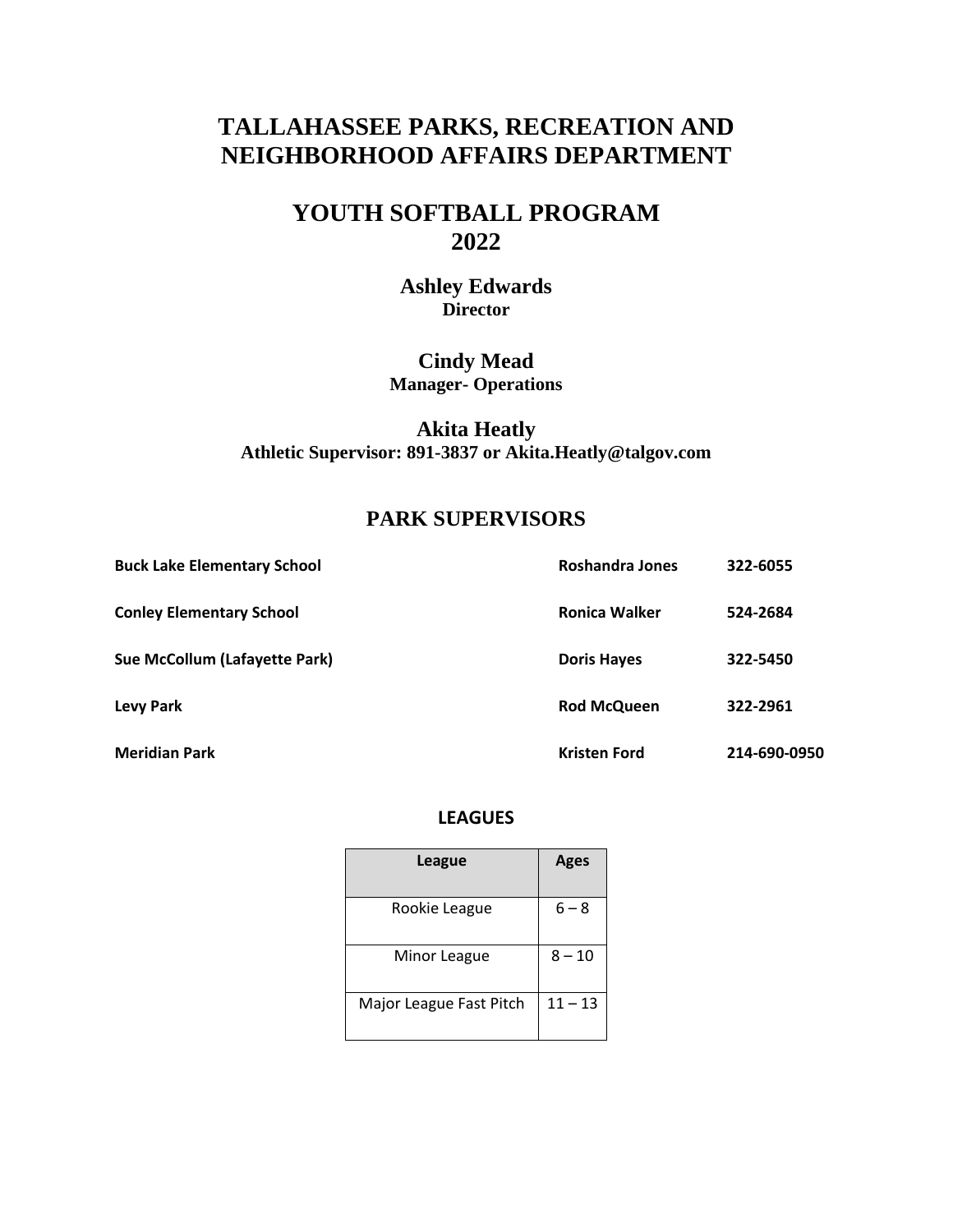# TALLAHASSEE PARKS, RECREATION AND NEIGHBORHOOD AFFAIRS DEPARTMENT

# YOUTH SOFTBALL PROGRAM 2022

**Ashley Edwards**
**Director**

**Cindy Mead**
**Manager- Operations**

**Akita Heatly**
**Athletic Supervisor: 891-3837 or Akita.Heatly@talgov.com**

## PARK SUPERVISORS

| | | |
|---|---|---|
| **Buck Lake Elementary School** | **Roshandra Jones** | **322-6055** |
| **Conley Elementary School** | **Ronica Walker** | **524-2684** |
| **Sue McCollum (Lafayette Park)** | **Doris Hayes** | **322-5450** |
| **Levy Park** | **Rod McQueen** | **322-2961** |
| **Meridian Park** | **Kristen Ford** | **214-690-0950** |

### LEAGUES

| League | Ages |
|---|---|
| Rookie League | 6 – 8 |
| Minor League | 8 – 10 |
| Major League Fast Pitch | 11 – 13 |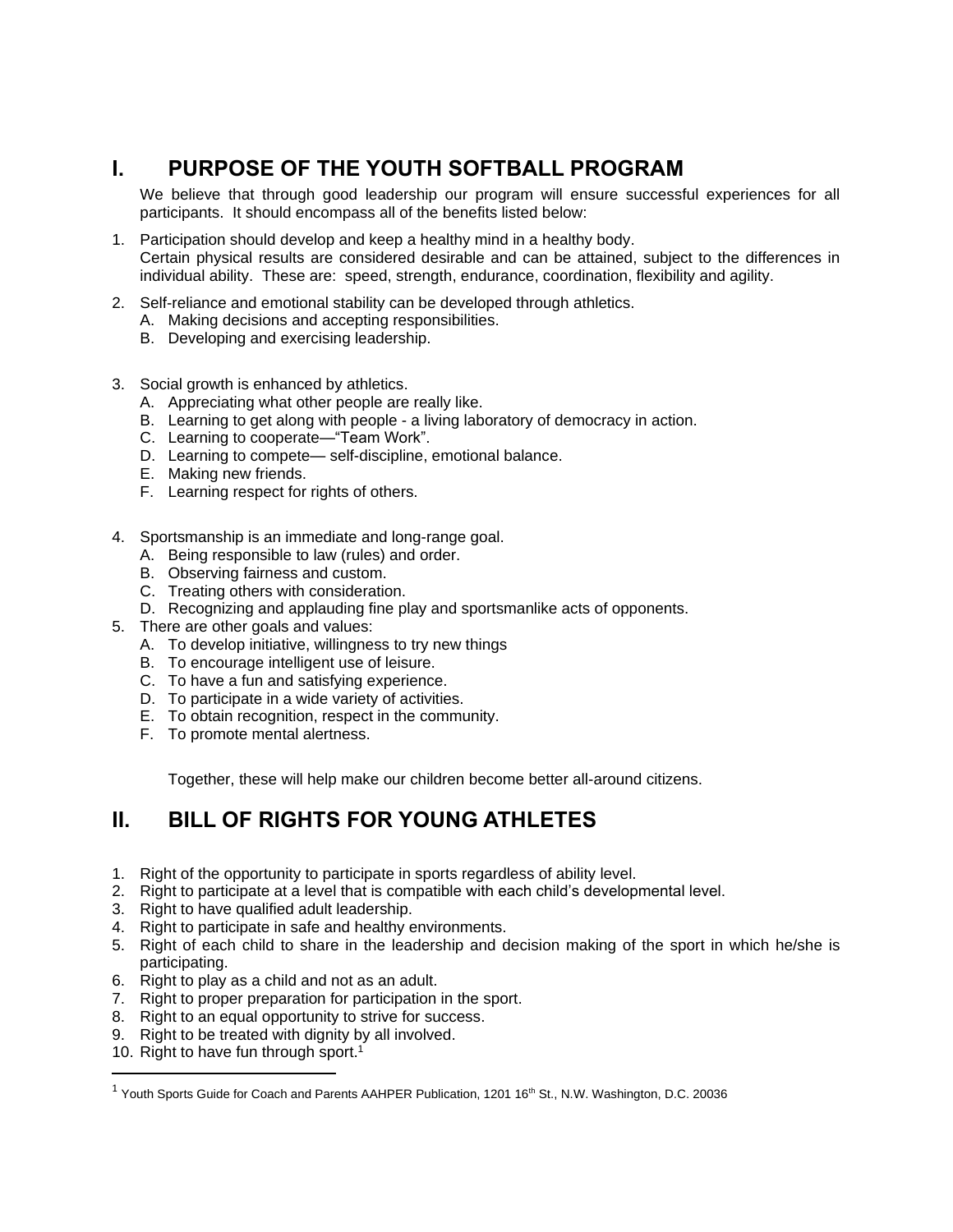## I. PURPOSE OF THE YOUTH SOFTBALL PROGRAM

We believe that through good leadership our program will ensure successful experiences for all participants. It should encompass all of the benefits listed below:

1. Participation should develop and keep a healthy mind in a healthy body.
   Certain physical results are considered desirable and can be attained, subject to the differences in individual ability. These are: speed, strength, endurance, coordination, flexibility and agility.

2. Self-reliance and emotional stability can be developed through athletics.
   A. Making decisions and accepting responsibilities.
   B. Developing and exercising leadership.

3. Social growth is enhanced by athletics.
   A. Appreciating what other people are really like.
   B. Learning to get along with people - a living laboratory of democracy in action.
   C. Learning to cooperate—"Team Work".
   D. Learning to compete— self-discipline, emotional balance.
   E. Making new friends.
   F. Learning respect for rights of others.

4. Sportsmanship is an immediate and long-range goal.
   A. Being responsible to law (rules) and order.
   B. Observing fairness and custom.
   C. Treating others with consideration.
   D. Recognizing and applauding fine play and sportsmanlike acts of opponents.
5. There are other goals and values:
   A. To develop initiative, willingness to try new things
   B. To encourage intelligent use of leisure.
   C. To have a fun and satisfying experience.
   D. To participate in a wide variety of activities.
   E. To obtain recognition, respect in the community.
   F. To promote mental alertness.

   Together, these will help make our children become better all-around citizens.

## II. BILL OF RIGHTS FOR YOUNG ATHLETES

1. Right of the opportunity to participate in sports regardless of ability level.
2. Right to participate at a level that is compatible with each child's developmental level.
3. Right to have qualified adult leadership.
4. Right to participate in safe and healthy environments.
5. Right of each child to share in the leadership and decision making of the sport in which he/she is participating.
6. Right to play as a child and not as an adult.
7. Right to proper preparation for participation in the sport.
8. Right to an equal opportunity to strive for success.
9. Right to be treated with dignity by all involved.
10. Right to have fun through sport.[1]

[1] Youth Sports Guide for Coach and Parents AAHPER Publication, 1201 16th St., N.W. Washington, D.C. 20036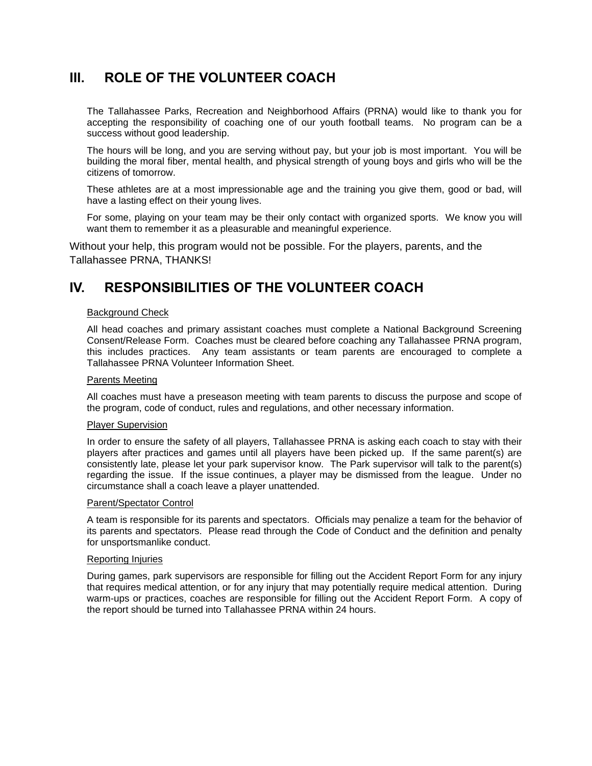## III. ROLE OF THE VOLUNTEER COACH

The Tallahassee Parks, Recreation and Neighborhood Affairs (PRNA) would like to thank you for accepting the responsibility of coaching one of our youth football teams. No program can be a success without good leadership.

The hours will be long, and you are serving without pay, but your job is most important. You will be building the moral fiber, mental health, and physical strength of young boys and girls who will be the citizens of tomorrow.

These athletes are at a most impressionable age and the training you give them, good or bad, will have a lasting effect on their young lives.

For some, playing on your team may be their only contact with organized sports. We know you will want them to remember it as a pleasurable and meaningful experience.

Without your help, this program would not be possible. For the players, parents, and the Tallahassee PRNA, THANKS!

## IV. RESPONSIBILITIES OF THE VOLUNTEER COACH

Background Check

All head coaches and primary assistant coaches must complete a National Background Screening Consent/Release Form. Coaches must be cleared before coaching any Tallahassee PRNA program, this includes practices. Any team assistants or team parents are encouraged to complete a Tallahassee PRNA Volunteer Information Sheet.

Parents Meeting

All coaches must have a preseason meeting with team parents to discuss the purpose and scope of the program, code of conduct, rules and regulations, and other necessary information.

Player Supervision

In order to ensure the safety of all players, Tallahassee PRNA is asking each coach to stay with their players after practices and games until all players have been picked up. If the same parent(s) are consistently late, please let your park supervisor know. The Park supervisor will talk to the parent(s) regarding the issue. If the issue continues, a player may be dismissed from the league. Under no circumstance shall a coach leave a player unattended.

Parent/Spectator Control

A team is responsible for its parents and spectators. Officials may penalize a team for the behavior of its parents and spectators. Please read through the Code of Conduct and the definition and penalty for unsportsmanlike conduct.

Reporting Injuries

During games, park supervisors are responsible for filling out the Accident Report Form for any injury that requires medical attention, or for any injury that may potentially require medical attention. During warm-ups or practices, coaches are responsible for filling out the Accident Report Form. A copy of the report should be turned into Tallahassee PRNA within 24 hours.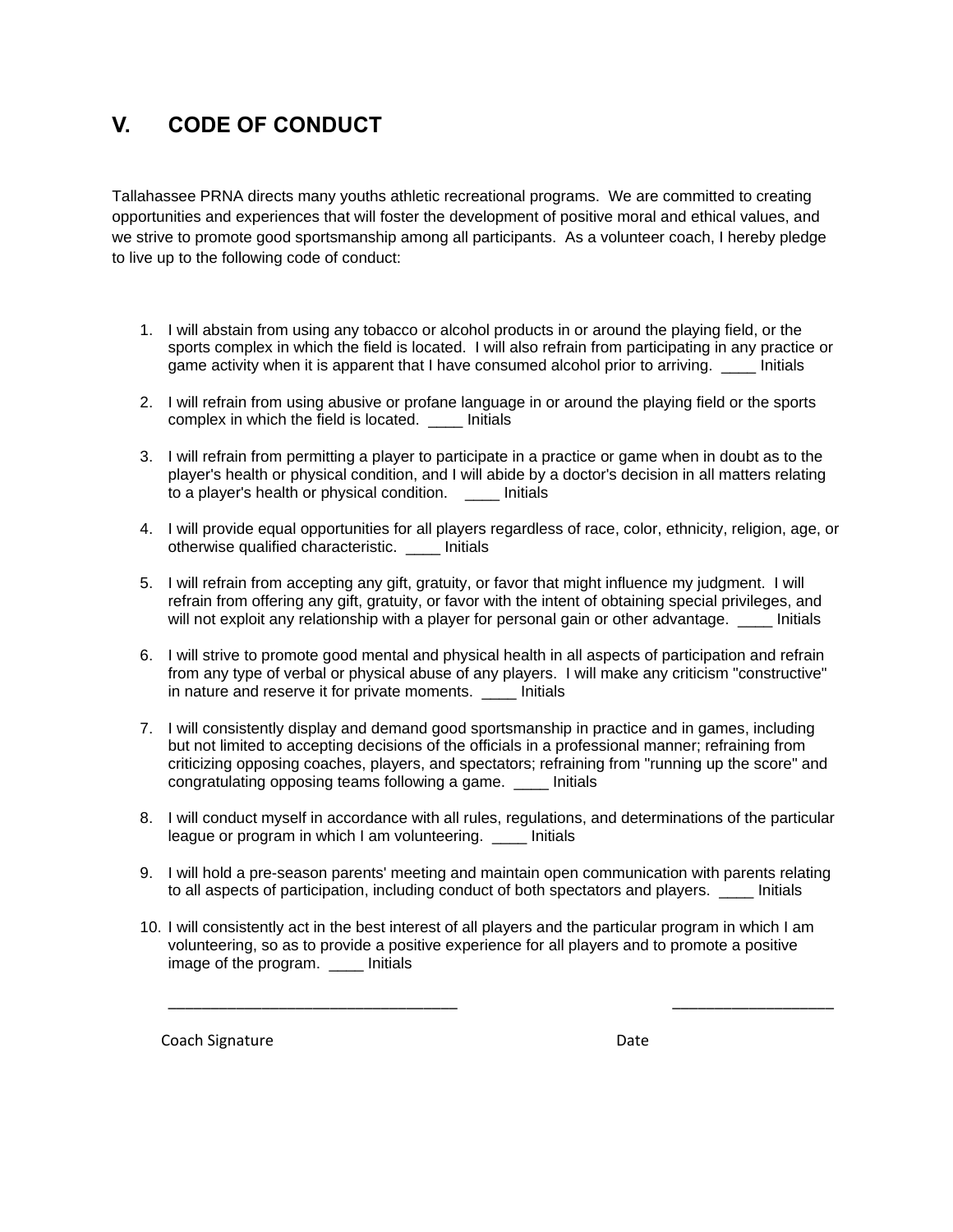## V. CODE OF CONDUCT

Tallahassee PRNA directs many youths athletic recreational programs. We are committed to creating opportunities and experiences that will foster the development of positive moral and ethical values, and we strive to promote good sportsmanship among all participants. As a volunteer coach, I hereby pledge to live up to the following code of conduct:

1. I will abstain from using any tobacco or alcohol products in or around the playing field, or the sports complex in which the field is located. I will also refrain from participating in any practice or game activity when it is apparent that I have consumed alcohol prior to arriving. ____ Initials

2. I will refrain from using abusive or profane language in or around the playing field or the sports complex in which the field is located. ____ Initials

3. I will refrain from permitting a player to participate in a practice or game when in doubt as to the player's health or physical condition, and I will abide by a doctor's decision in all matters relating to a player's health or physical condition. ____ Initials

4. I will provide equal opportunities for all players regardless of race, color, ethnicity, religion, age, or otherwise qualified characteristic. ____ Initials

5. I will refrain from accepting any gift, gratuity, or favor that might influence my judgment. I will refrain from offering any gift, gratuity, or favor with the intent of obtaining special privileges, and will not exploit any relationship with a player for personal gain or other advantage. ____ Initials

6. I will strive to promote good mental and physical health in all aspects of participation and refrain from any type of verbal or physical abuse of any players. I will make any criticism "constructive" in nature and reserve it for private moments. ____ Initials

7. I will consistently display and demand good sportsmanship in practice and in games, including but not limited to accepting decisions of the officials in a professional manner; refraining from criticizing opposing coaches, players, and spectators; refraining from "running up the score" and congratulating opposing teams following a game. ____ Initials

8. I will conduct myself in accordance with all rules, regulations, and determinations of the particular league or program in which I am volunteering. ____ Initials

9. I will hold a pre-season parents' meeting and maintain open communication with parents relating to all aspects of participation, including conduct of both spectators and players. ____ Initials

10. I will consistently act in the best interest of all players and the particular program in which I am volunteering, so as to provide a positive experience for all players and to promote a positive image of the program. ____ Initials

_________________________________ ___________________

Coach Signature Date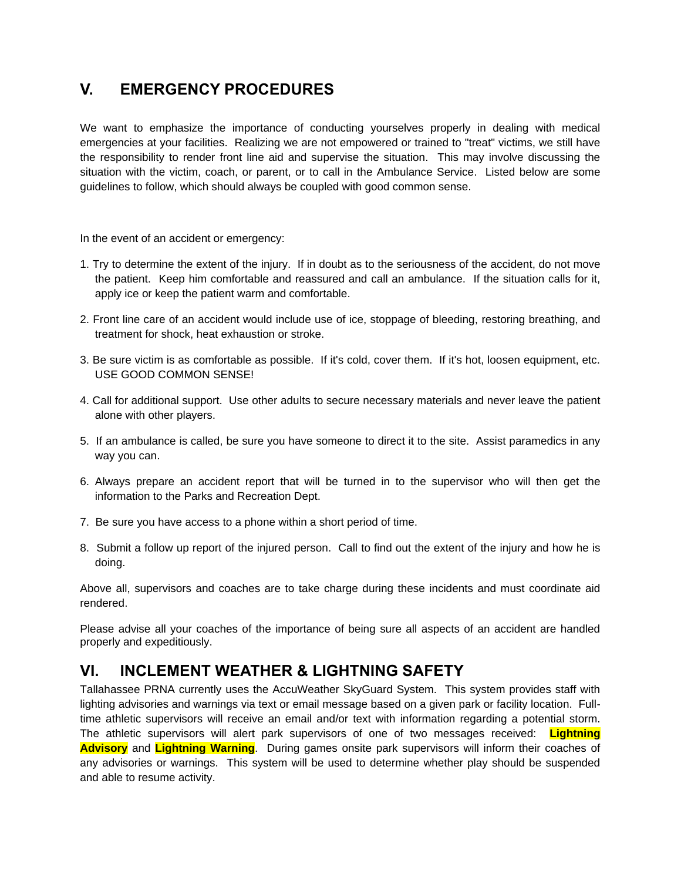## V. EMERGENCY PROCEDURES

We want to emphasize the importance of conducting yourselves properly in dealing with medical emergencies at your facilities. Realizing we are not empowered or trained to "treat" victims, we still have the responsibility to render front line aid and supervise the situation. This may involve discussing the situation with the victim, coach, or parent, or to call in the Ambulance Service. Listed below are some guidelines to follow, which should always be coupled with good common sense.

In the event of an accident or emergency:

1. Try to determine the extent of the injury. If in doubt as to the seriousness of the accident, do not move the patient. Keep him comfortable and reassured and call an ambulance. If the situation calls for it, apply ice or keep the patient warm and comfortable.
2. Front line care of an accident would include use of ice, stoppage of bleeding, restoring breathing, and treatment for shock, heat exhaustion or stroke.
3. Be sure victim is as comfortable as possible. If it's cold, cover them. If it's hot, loosen equipment, etc. USE GOOD COMMON SENSE!
4. Call for additional support. Use other adults to secure necessary materials and never leave the patient alone with other players.
5. If an ambulance is called, be sure you have someone to direct it to the site. Assist paramedics in any way you can.
6. Always prepare an accident report that will be turned in to the supervisor who will then get the information to the Parks and Recreation Dept.
7. Be sure you have access to a phone within a short period of time.
8. Submit a follow up report of the injured person. Call to find out the extent of the injury and how he is doing.

Above all, supervisors and coaches are to take charge during these incidents and must coordinate aid rendered.

Please advise all your coaches of the importance of being sure all aspects of an accident are handled properly and expeditiously.

## VI. INCLEMENT WEATHER & LIGHTNING SAFETY

Tallahassee PRNA currently uses the AccuWeather SkyGuard System. This system provides staff with lighting advisories and warnings via text or email message based on a given park or facility location. Full-time athletic supervisors will receive an email and/or text with information regarding a potential storm. The athletic supervisors will alert park supervisors of one of two messages received: **Lightning Advisory** and **Lightning Warning**. During games onsite park supervisors will inform their coaches of any advisories or warnings. This system will be used to determine whether play should be suspended and able to resume activity.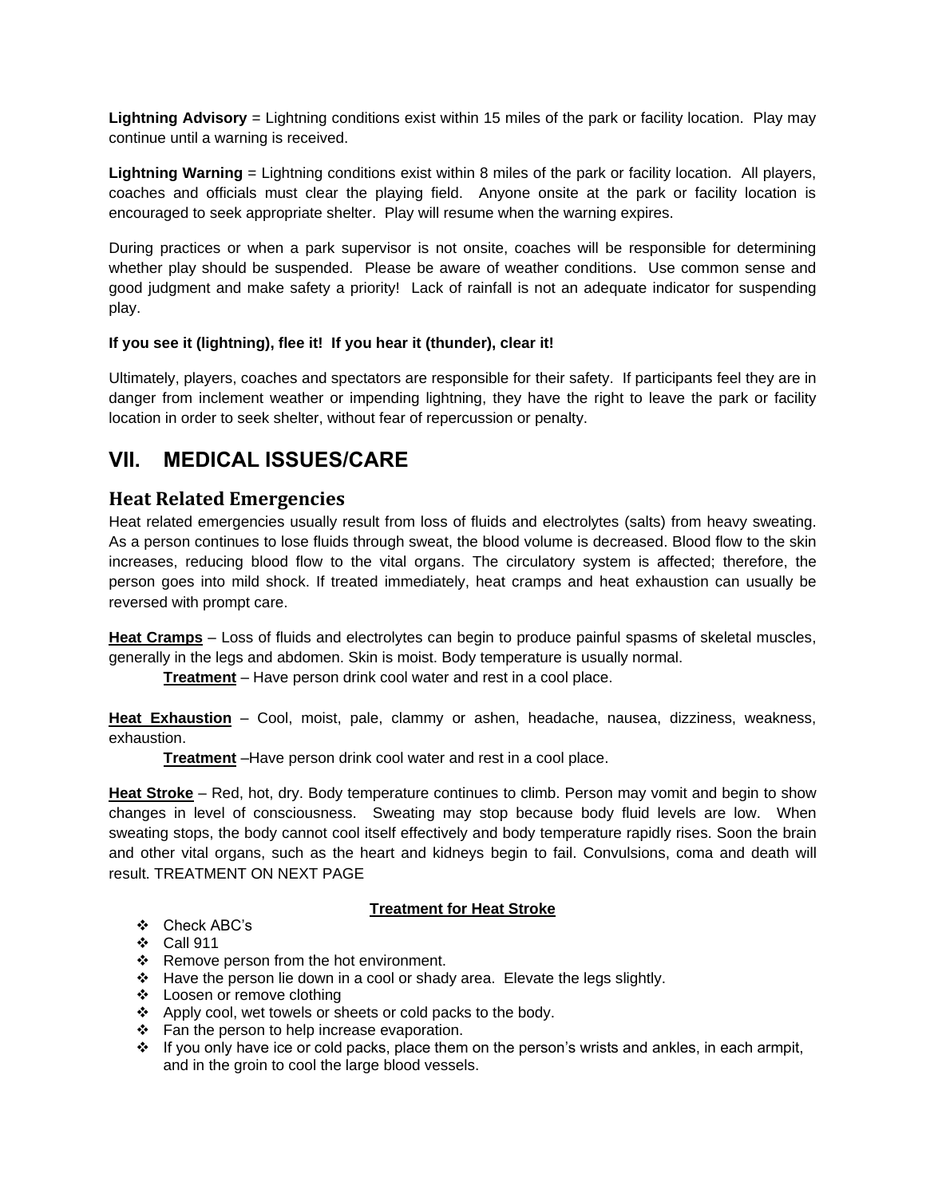**Lightning Advisory** = Lightning conditions exist within 15 miles of the park or facility location. Play may continue until a warning is received.

**Lightning Warning** = Lightning conditions exist within 8 miles of the park or facility location. All players, coaches and officials must clear the playing field. Anyone onsite at the park or facility location is encouraged to seek appropriate shelter. Play will resume when the warning expires.

During practices or when a park supervisor is not onsite, coaches will be responsible for determining whether play should be suspended. Please be aware of weather conditions. Use common sense and good judgment and make safety a priority! Lack of rainfall is not an adequate indicator for suspending play.

**If you see it (lightning), flee it! If you hear it (thunder), clear it!**

Ultimately, players, coaches and spectators are responsible for their safety. If participants feel they are in danger from inclement weather or impending lightning, they have the right to leave the park or facility location in order to seek shelter, without fear of repercussion or penalty.

# VII. MEDICAL ISSUES/CARE

## Heat Related Emergencies

Heat related emergencies usually result from loss of fluids and electrolytes (salts) from heavy sweating. As a person continues to lose fluids through sweat, the blood volume is decreased. Blood flow to the skin increases, reducing blood flow to the vital organs. The circulatory system is affected; therefore, the person goes into mild shock. If treated immediately, heat cramps and heat exhaustion can usually be reversed with prompt care.

**Heat Cramps** – Loss of fluids and electrolytes can begin to produce painful spasms of skeletal muscles, generally in the legs and abdomen. Skin is moist. Body temperature is usually normal.

**Treatment** – Have person drink cool water and rest in a cool place.

**Heat Exhaustion** – Cool, moist, pale, clammy or ashen, headache, nausea, dizziness, weakness, exhaustion.

**Treatment** –Have person drink cool water and rest in a cool place.

**Heat Stroke** – Red, hot, dry. Body temperature continues to climb. Person may vomit and begin to show changes in level of consciousness. Sweating may stop because body fluid levels are low. When sweating stops, the body cannot cool itself effectively and body temperature rapidly rises. Soon the brain and other vital organs, such as the heart and kidneys begin to fail. Convulsions, coma and death will result. TREATMENT ON NEXT PAGE

**Treatment for Heat Stroke**

- Check ABC's
- Call 911
- Remove person from the hot environment.
- Have the person lie down in a cool or shady area. Elevate the legs slightly.
- Loosen or remove clothing
- Apply cool, wet towels or sheets or cold packs to the body.
- Fan the person to help increase evaporation.
- If you only have ice or cold packs, place them on the person's wrists and ankles, in each armpit, and in the groin to cool the large blood vessels.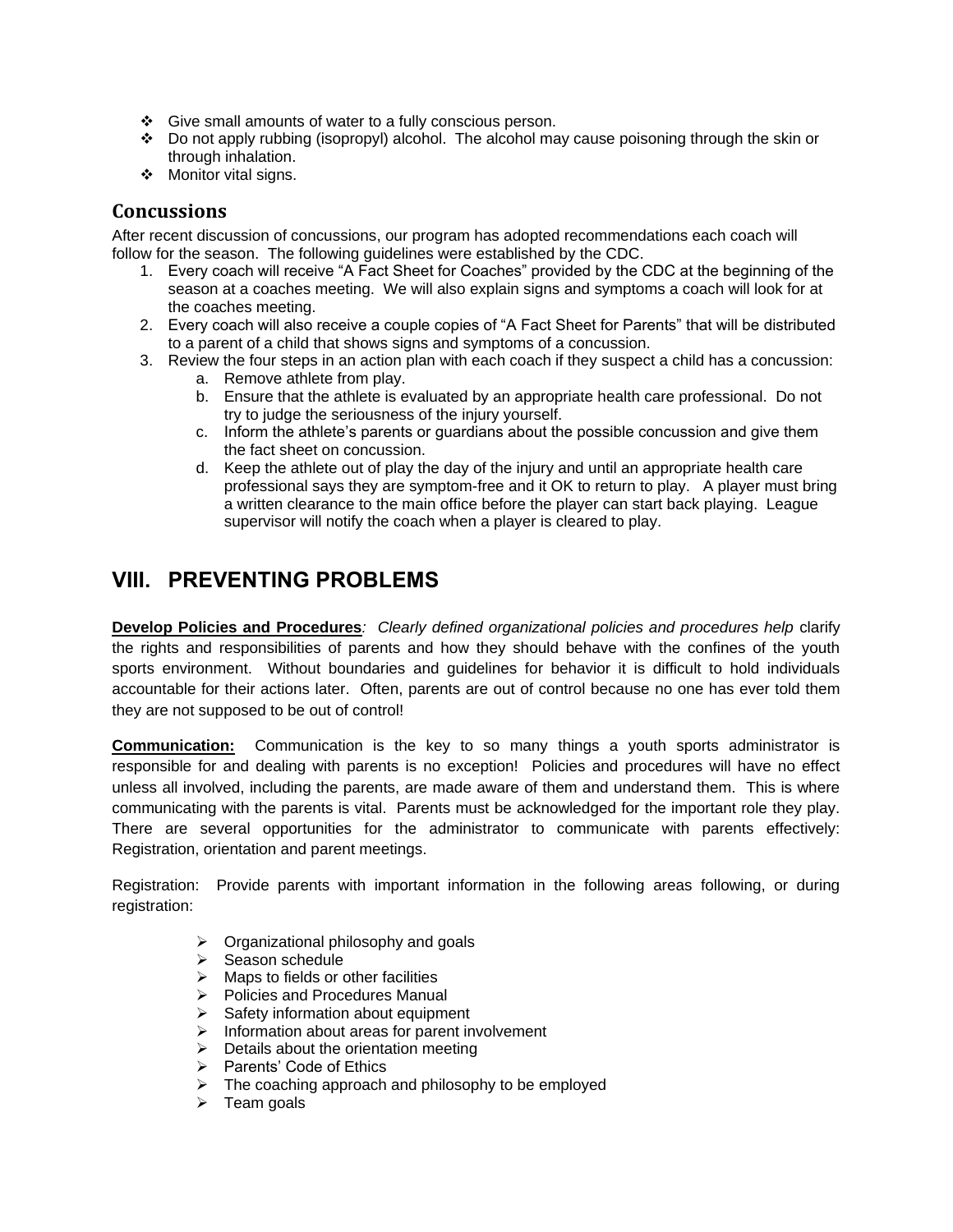- Give small amounts of water to a fully conscious person.
- Do not apply rubbing (isopropyl) alcohol. The alcohol may cause poisoning through the skin or through inhalation.
- Monitor vital signs.

### Concussions

After recent discussion of concussions, our program has adopted recommendations each coach will follow for the season. The following guidelines were established by the CDC.

1. Every coach will receive "A Fact Sheet for Coaches" provided by the CDC at the beginning of the season at a coaches meeting. We will also explain signs and symptoms a coach will look for at the coaches meeting.
2. Every coach will also receive a couple copies of "A Fact Sheet for Parents" that will be distributed to a parent of a child that shows signs and symptoms of a concussion.
3. Review the four steps in an action plan with each coach if they suspect a child has a concussion:
   a. Remove athlete from play.
   b. Ensure that the athlete is evaluated by an appropriate health care professional. Do not try to judge the seriousness of the injury yourself.
   c. Inform the athlete's parents or guardians about the possible concussion and give them the fact sheet on concussion.
   d. Keep the athlete out of play the day of the injury and until an appropriate health care professional says they are symptom-free and it OK to return to play. A player must bring a written clearance to the main office before the player can start back playing. League supervisor will notify the coach when a player is cleared to play.

## VIII. PREVENTING PROBLEMS

**Develop Policies and Procedures***: Clearly defined organizational policies and procedures help* clarify the rights and responsibilities of parents and how they should behave with the confines of the youth sports environment. Without boundaries and guidelines for behavior it is difficult to hold individuals accountable for their actions later. Often, parents are out of control because no one has ever told them they are not supposed to be out of control!

**Communication:** Communication is the key to so many things a youth sports administrator is responsible for and dealing with parents is no exception! Policies and procedures will have no effect unless all involved, including the parents, are made aware of them and understand them. This is where communicating with the parents is vital. Parents must be acknowledged for the important role they play. There are several opportunities for the administrator to communicate with parents effectively: Registration, orientation and parent meetings.

Registration: Provide parents with important information in the following areas following, or during registration:

- Organizational philosophy and goals
- Season schedule
- Maps to fields or other facilities
- Policies and Procedures Manual
- Safety information about equipment
- Information about areas for parent involvement
- Details about the orientation meeting
- Parents' Code of Ethics
- The coaching approach and philosophy to be employed
- Team goals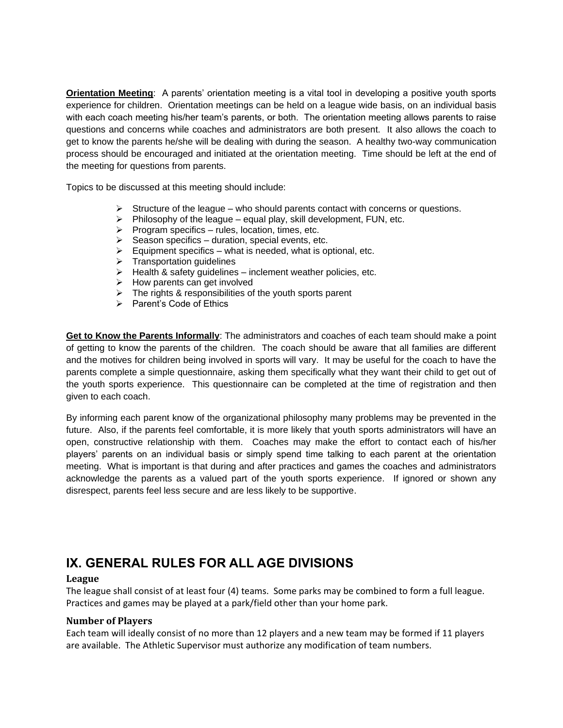**Orientation Meeting**: A parents' orientation meeting is a vital tool in developing a positive youth sports experience for children. Orientation meetings can be held on a league wide basis, on an individual basis with each coach meeting his/her team's parents, or both. The orientation meeting allows parents to raise questions and concerns while coaches and administrators are both present. It also allows the coach to get to know the parents he/she will be dealing with during the season. A healthy two-way communication process should be encouraged and initiated at the orientation meeting. Time should be left at the end of the meeting for questions from parents.

Topics to be discussed at this meeting should include:

- Structure of the league – who should parents contact with concerns or questions.
- Philosophy of the league – equal play, skill development, FUN, etc.
- Program specifics – rules, location, times, etc.
- Season specifics – duration, special events, etc.
- Equipment specifics – what is needed, what is optional, etc.
- Transportation guidelines
- Health & safety guidelines – inclement weather policies, etc.
- How parents can get involved
- The rights & responsibilities of the youth sports parent
- Parent's Code of Ethics

**Get to Know the Parents Informally**: The administrators and coaches of each team should make a point of getting to know the parents of the children. The coach should be aware that all families are different and the motives for children being involved in sports will vary. It may be useful for the coach to have the parents complete a simple questionnaire, asking them specifically what they want their child to get out of the youth sports experience. This questionnaire can be completed at the time of registration and then given to each coach.

By informing each parent know of the organizational philosophy many problems may be prevented in the future. Also, if the parents feel comfortable, it is more likely that youth sports administrators will have an open, constructive relationship with them. Coaches may make the effort to contact each of his/her players' parents on an individual basis or simply spend time talking to each parent at the orientation meeting. What is important is that during and after practices and games the coaches and administrators acknowledge the parents as a valued part of the youth sports experience. If ignored or shown any disrespect, parents feel less secure and are less likely to be supportive.

## IX. GENERAL RULES FOR ALL AGE DIVISIONS

### League

The league shall consist of at least four (4) teams. Some parks may be combined to form a full league. Practices and games may be played at a park/field other than your home park.

### Number of Players

Each team will ideally consist of no more than 12 players and a new team may be formed if 11 players are available. The Athletic Supervisor must authorize any modification of team numbers.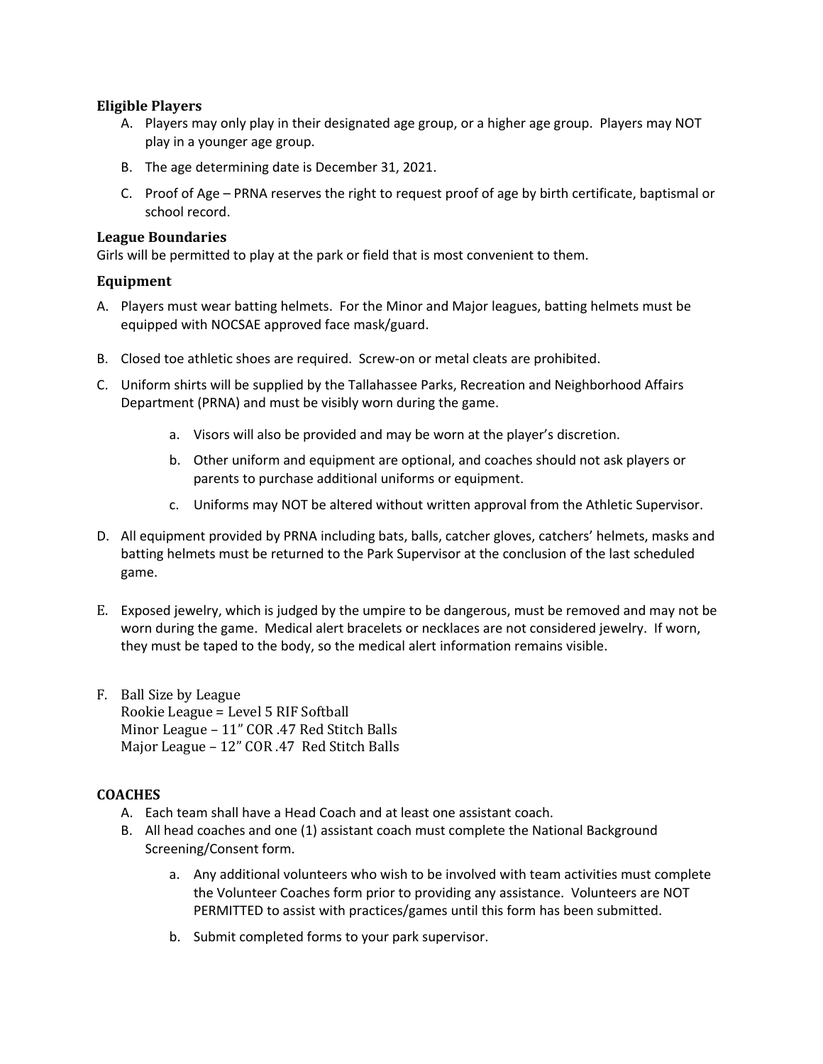### Eligible Players

A. Players may only play in their designated age group, or a higher age group. Players may NOT play in a younger age group.

B. The age determining date is December 31, 2021.

C. Proof of Age – PRNA reserves the right to request proof of age by birth certificate, baptismal or school record.

### League Boundaries

Girls will be permitted to play at the park or field that is most convenient to them.

### Equipment

A. Players must wear batting helmets. For the Minor and Major leagues, batting helmets must be equipped with NOCSAE approved face mask/guard.

B. Closed toe athletic shoes are required. Screw-on or metal cleats are prohibited.

C. Uniform shirts will be supplied by the Tallahassee Parks, Recreation and Neighborhood Affairs Department (PRNA) and must be visibly worn during the game.

   a. Visors will also be provided and may be worn at the player's discretion.

   b. Other uniform and equipment are optional, and coaches should not ask players or parents to purchase additional uniforms or equipment.

   c. Uniforms may NOT be altered without written approval from the Athletic Supervisor.

D. All equipment provided by PRNA including bats, balls, catcher gloves, catchers' helmets, masks and batting helmets must be returned to the Park Supervisor at the conclusion of the last scheduled game.

E. Exposed jewelry, which is judged by the umpire to be dangerous, must be removed and may not be worn during the game. Medical alert bracelets or necklaces are not considered jewelry. If worn, they must be taped to the body, so the medical alert information remains visible.

F. Ball Size by League
Rookie League = Level 5 RIF Softball
Minor League – 11" COR .47 Red Stitch Balls
Major League – 12" COR .47 Red Stitch Balls

### COACHES

A. Each team shall have a Head Coach and at least one assistant coach.

B. All head coaches and one (1) assistant coach must complete the National Background Screening/Consent form.

   a. Any additional volunteers who wish to be involved with team activities must complete the Volunteer Coaches form prior to providing any assistance. Volunteers are NOT PERMITTED to assist with practices/games until this form has been submitted.

   b. Submit completed forms to your park supervisor.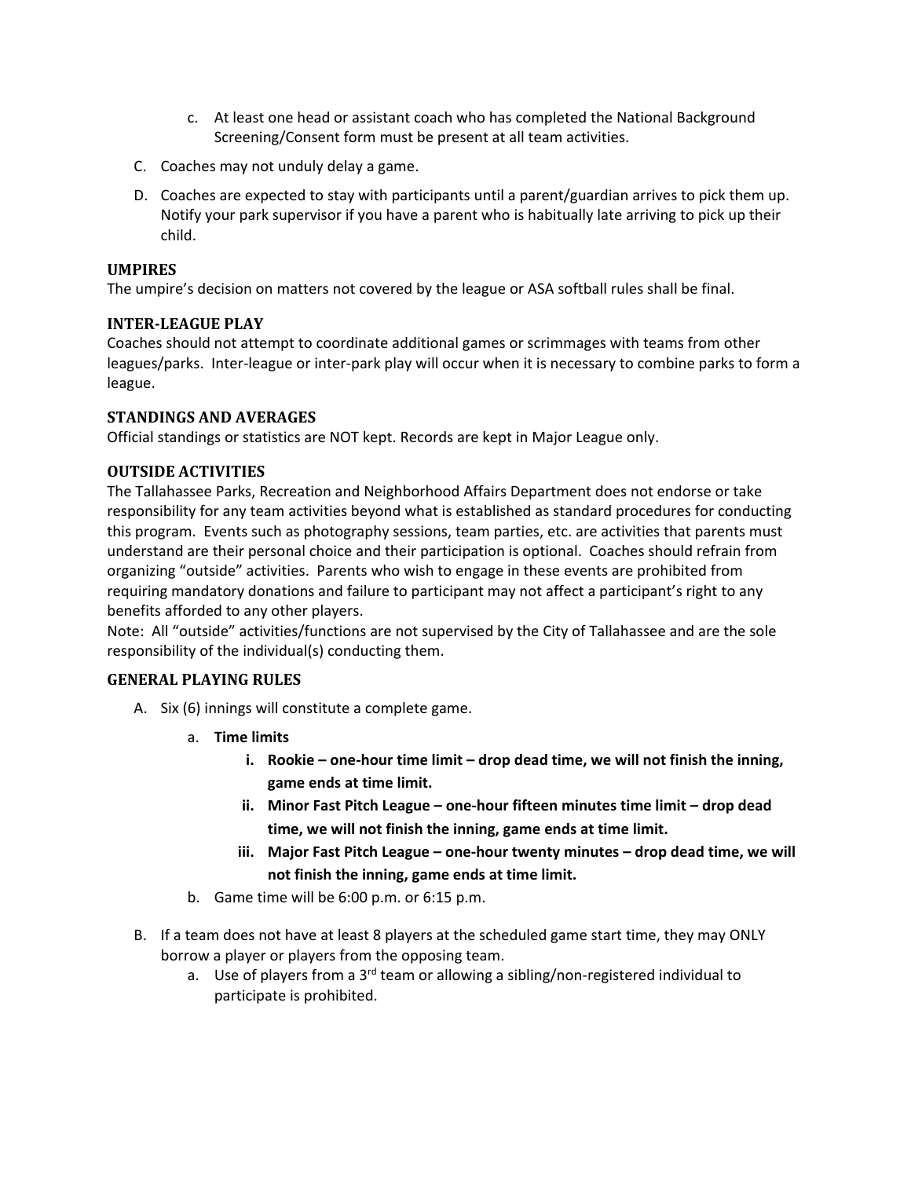c. At least one head or assistant coach who has completed the National Background Screening/Consent form must be present at all team activities.

C. Coaches may not unduly delay a game.

D. Coaches are expected to stay with participants until a parent/guardian arrives to pick them up. Notify your park supervisor if you have a parent who is habitually late arriving to pick up their child.

### UMPIRES

The umpire's decision on matters not covered by the league or ASA softball rules shall be final.

### INTER-LEAGUE PLAY

Coaches should not attempt to coordinate additional games or scrimmages with teams from other leagues/parks. Inter-league or inter-park play will occur when it is necessary to combine parks to form a league.

### STANDINGS AND AVERAGES

Official standings or statistics are NOT kept. Records are kept in Major League only.

### OUTSIDE ACTIVITIES

The Tallahassee Parks, Recreation and Neighborhood Affairs Department does not endorse or take responsibility for any team activities beyond what is established as standard procedures for conducting this program. Events such as photography sessions, team parties, etc. are activities that parents must understand are their personal choice and their participation is optional. Coaches should refrain from organizing "outside" activities. Parents who wish to engage in these events are prohibited from requiring mandatory donations and failure to participant may not affect a participant's right to any benefits afforded to any other players.

Note: All "outside" activities/functions are not supervised by the City of Tallahassee and are the sole responsibility of the individual(s) conducting them.

### GENERAL PLAYING RULES

A. Six (6) innings will constitute a complete game.

   a. **Time limits**

      i. **Rookie – one-hour time limit – drop dead time, we will not finish the inning, game ends at time limit.**

      ii. **Minor Fast Pitch League – one-hour fifteen minutes time limit – drop dead time, we will not finish the inning, game ends at time limit.**

      iii. **Major Fast Pitch League – one-hour twenty minutes – drop dead time, we will not finish the inning, game ends at time limit.**

   b. Game time will be 6:00 p.m. or 6:15 p.m.

B. If a team does not have at least 8 players at the scheduled game start time, they may ONLY borrow a player or players from the opposing team.

   a. Use of players from a 3rd team or allowing a sibling/non-registered individual to participate is prohibited.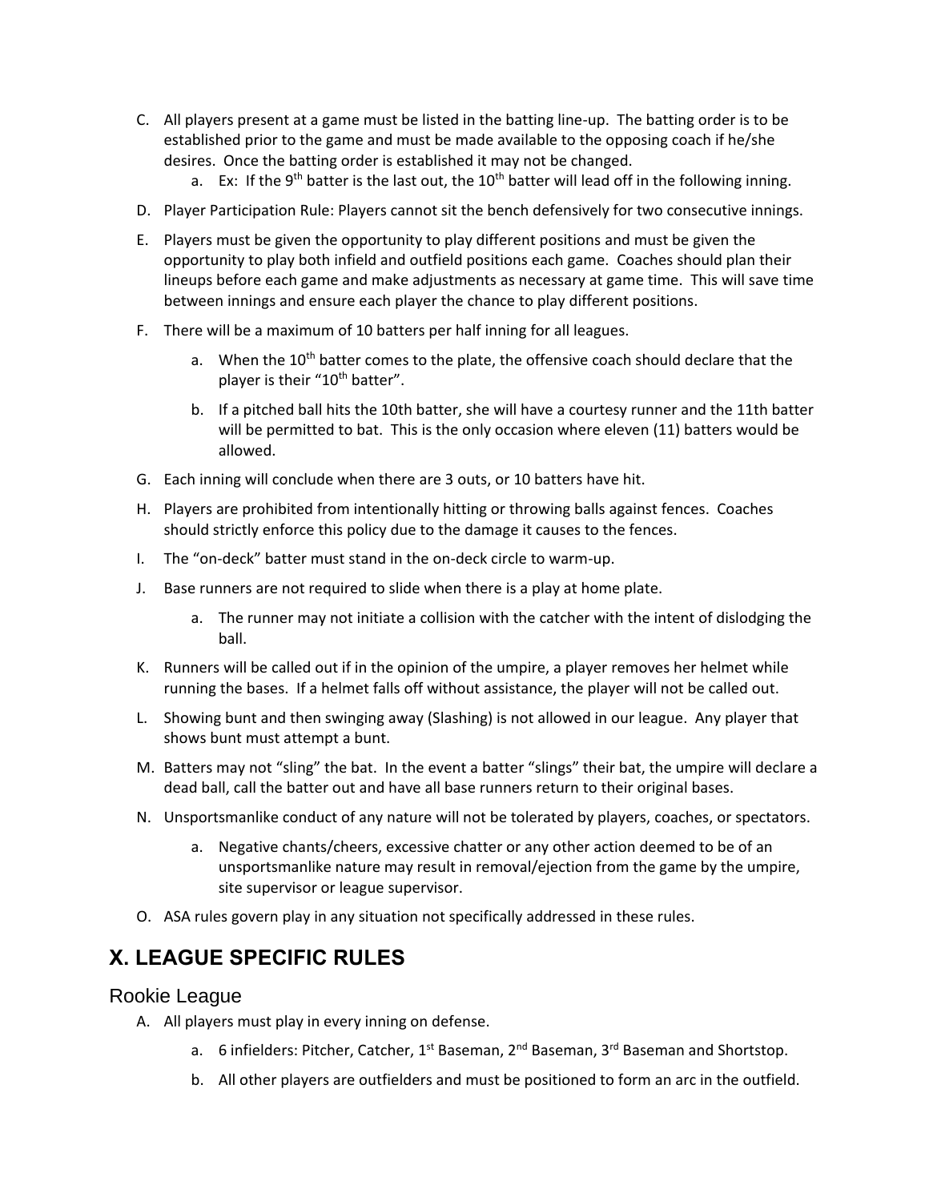C. All players present at a game must be listed in the batting line-up. The batting order is to be established prior to the game and must be made available to the opposing coach if he/she desires. Once the batting order is established it may not be changed.
    a. Ex: If the 9th batter is the last out, the 10th batter will lead off in the following inning.

D. Player Participation Rule: Players cannot sit the bench defensively for two consecutive innings.

E. Players must be given the opportunity to play different positions and must be given the opportunity to play both infield and outfield positions each game. Coaches should plan their lineups before each game and make adjustments as necessary at game time. This will save time between innings and ensure each player the chance to play different positions.

F. There will be a maximum of 10 batters per half inning for all leagues.
    a. When the 10th batter comes to the plate, the offensive coach should declare that the player is their "10th batter".
    b. If a pitched ball hits the 10th batter, she will have a courtesy runner and the 11th batter will be permitted to bat. This is the only occasion where eleven (11) batters would be allowed.

G. Each inning will conclude when there are 3 outs, or 10 batters have hit.

H. Players are prohibited from intentionally hitting or throwing balls against fences. Coaches should strictly enforce this policy due to the damage it causes to the fences.

I. The "on-deck" batter must stand in the on-deck circle to warm-up.

J. Base runners are not required to slide when there is a play at home plate.
    a. The runner may not initiate a collision with the catcher with the intent of dislodging the ball.

K. Runners will be called out if in the opinion of the umpire, a player removes her helmet while running the bases. If a helmet falls off without assistance, the player will not be called out.

L. Showing bunt and then swinging away (Slashing) is not allowed in our league. Any player that shows bunt must attempt a bunt.

M. Batters may not "sling" the bat. In the event a batter "slings" their bat, the umpire will declare a dead ball, call the batter out and have all base runners return to their original bases.

N. Unsportsmanlike conduct of any nature will not be tolerated by players, coaches, or spectators.
    a. Negative chants/cheers, excessive chatter or any other action deemed to be of an unsportsmanlike nature may result in removal/ejection from the game by the umpire, site supervisor or league supervisor.

O. ASA rules govern play in any situation not specifically addressed in these rules.

# X. LEAGUE SPECIFIC RULES

## Rookie League

A. All players must play in every inning on defense.
    a. 6 infielders: Pitcher, Catcher, 1st Baseman, 2nd Baseman, 3rd Baseman and Shortstop.
    b. All other players are outfielders and must be positioned to form an arc in the outfield.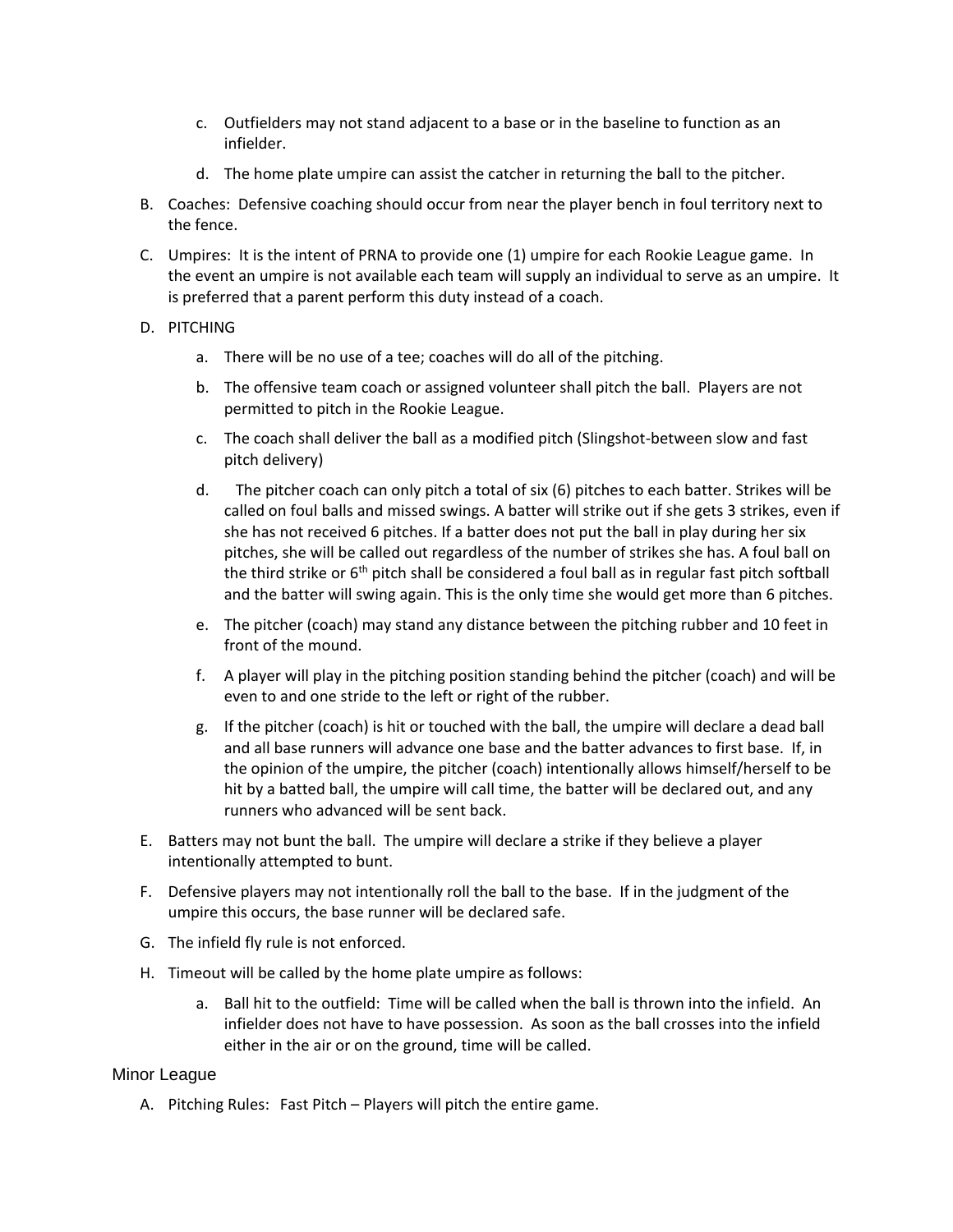c. Outfielders may not stand adjacent to a base or in the baseline to function as an infielder.

d. The home plate umpire can assist the catcher in returning the ball to the pitcher.

B. Coaches: Defensive coaching should occur from near the player bench in foul territory next to the fence.

C. Umpires: It is the intent of PRNA to provide one (1) umpire for each Rookie League game. In the event an umpire is not available each team will supply an individual to serve as an umpire. It is preferred that a parent perform this duty instead of a coach.

D. PITCHING

a. There will be no use of a tee; coaches will do all of the pitching.

b. The offensive team coach or assigned volunteer shall pitch the ball. Players are not permitted to pitch in the Rookie League.

c. The coach shall deliver the ball as a modified pitch (Slingshot-between slow and fast pitch delivery)

d. The pitcher coach can only pitch a total of six (6) pitches to each batter. Strikes will be called on foul balls and missed swings. A batter will strike out if she gets 3 strikes, even if she has not received 6 pitches. If a batter does not put the ball in play during her six pitches, she will be called out regardless of the number of strikes she has. A foul ball on the third strike or 6th pitch shall be considered a foul ball as in regular fast pitch softball and the batter will swing again. This is the only time she would get more than 6 pitches.

e. The pitcher (coach) may stand any distance between the pitching rubber and 10 feet in front of the mound.

f. A player will play in the pitching position standing behind the pitcher (coach) and will be even to and one stride to the left or right of the rubber.

g. If the pitcher (coach) is hit or touched with the ball, the umpire will declare a dead ball and all base runners will advance one base and the batter advances to first base. If, in the opinion of the umpire, the pitcher (coach) intentionally allows himself/herself to be hit by a batted ball, the umpire will call time, the batter will be declared out, and any runners who advanced will be sent back.

E. Batters may not bunt the ball. The umpire will declare a strike if they believe a player intentionally attempted to bunt.

F. Defensive players may not intentionally roll the ball to the base. If in the judgment of the umpire this occurs, the base runner will be declared safe.

G. The infield fly rule is not enforced.

H. Timeout will be called by the home plate umpire as follows:

a. Ball hit to the outfield: Time will be called when the ball is thrown into the infield. An infielder does not have to have possession. As soon as the ball crosses into the infield either in the air or on the ground, time will be called.

## Minor League

A. Pitching Rules: Fast Pitch – Players will pitch the entire game.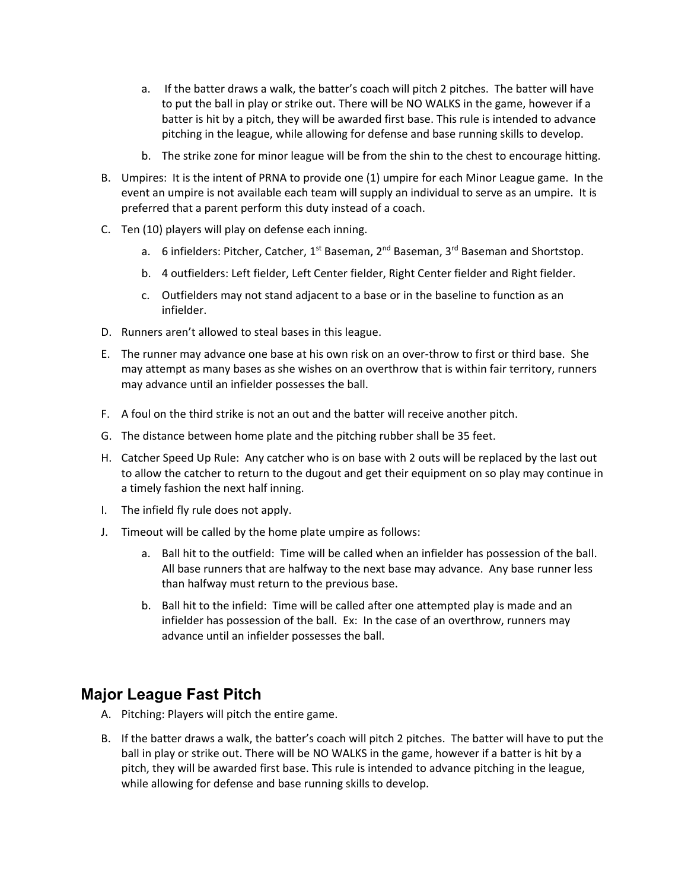a. If the batter draws a walk, the batter's coach will pitch 2 pitches. The batter will have to put the ball in play or strike out. There will be NO WALKS in the game, however if a batter is hit by a pitch, they will be awarded first base. This rule is intended to advance pitching in the league, while allowing for defense and base running skills to develop.

   b. The strike zone for minor league will be from the shin to the chest to encourage hitting.

B. Umpires: It is the intent of PRNA to provide one (1) umpire for each Minor League game. In the event an umpire is not available each team will supply an individual to serve as an umpire. It is preferred that a parent perform this duty instead of a coach.

C. Ten (10) players will play on defense each inning.

   a. 6 infielders: Pitcher, Catcher, 1st Baseman, 2nd Baseman, 3rd Baseman and Shortstop.

   b. 4 outfielders: Left fielder, Left Center fielder, Right Center fielder and Right fielder.

   c. Outfielders may not stand adjacent to a base or in the baseline to function as an infielder.

D. Runners aren't allowed to steal bases in this league.

E. The runner may advance one base at his own risk on an over-throw to first or third base. She may attempt as many bases as she wishes on an overthrow that is within fair territory, runners may advance until an infielder possesses the ball.

F. A foul on the third strike is not an out and the batter will receive another pitch.

G. The distance between home plate and the pitching rubber shall be 35 feet.

H. Catcher Speed Up Rule: Any catcher who is on base with 2 outs will be replaced by the last out to allow the catcher to return to the dugout and get their equipment on so play may continue in a timely fashion the next half inning.

I. The infield fly rule does not apply.

J. Timeout will be called by the home plate umpire as follows:

   a. Ball hit to the outfield: Time will be called when an infielder has possession of the ball. All base runners that are halfway to the next base may advance. Any base runner less than halfway must return to the previous base.

   b. Ball hit to the infield: Time will be called after one attempted play is made and an infielder has possession of the ball. Ex: In the case of an overthrow, runners may advance until an infielder possesses the ball.

## Major League Fast Pitch

A. Pitching: Players will pitch the entire game.

B. If the batter draws a walk, the batter's coach will pitch 2 pitches. The batter will have to put the ball in play or strike out. There will be NO WALKS in the game, however if a batter is hit by a pitch, they will be awarded first base. This rule is intended to advance pitching in the league, while allowing for defense and base running skills to develop.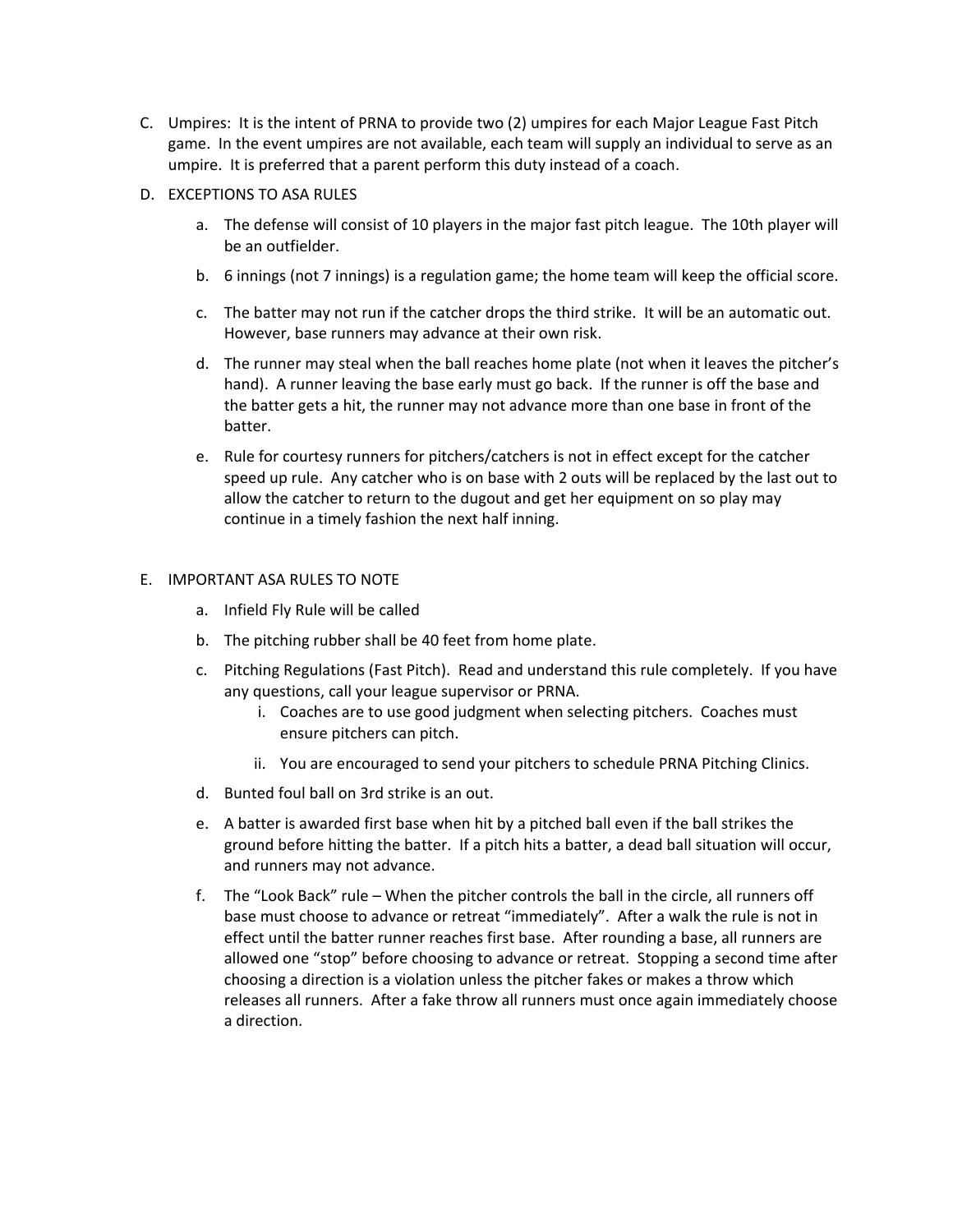C. Umpires: It is the intent of PRNA to provide two (2) umpires for each Major League Fast Pitch game. In the event umpires are not available, each team will supply an individual to serve as an umpire. It is preferred that a parent perform this duty instead of a coach.

D. EXCEPTIONS TO ASA RULES

   a. The defense will consist of 10 players in the major fast pitch league. The 10th player will be an outfielder.

   b. 6 innings (not 7 innings) is a regulation game; the home team will keep the official score.

   c. The batter may not run if the catcher drops the third strike. It will be an automatic out. However, base runners may advance at their own risk.

   d. The runner may steal when the ball reaches home plate (not when it leaves the pitcher's hand). A runner leaving the base early must go back. If the runner is off the base and the batter gets a hit, the runner may not advance more than one base in front of the batter.

   e. Rule for courtesy runners for pitchers/catchers is not in effect except for the catcher speed up rule. Any catcher who is on base with 2 outs will be replaced by the last out to allow the catcher to return to the dugout and get her equipment on so play may continue in a timely fashion the next half inning.

E. IMPORTANT ASA RULES TO NOTE

   a. Infield Fly Rule will be called

   b. The pitching rubber shall be 40 feet from home plate.

   c. Pitching Regulations (Fast Pitch). Read and understand this rule completely. If you have any questions, call your league supervisor or PRNA.

      i. Coaches are to use good judgment when selecting pitchers. Coaches must ensure pitchers can pitch.

      ii. You are encouraged to send your pitchers to schedule PRNA Pitching Clinics.

   d. Bunted foul ball on 3rd strike is an out.

   e. A batter is awarded first base when hit by a pitched ball even if the ball strikes the ground before hitting the batter. If a pitch hits a batter, a dead ball situation will occur, and runners may not advance.

   f. The "Look Back" rule – When the pitcher controls the ball in the circle, all runners off base must choose to advance or retreat "immediately". After a walk the rule is not in effect until the batter runner reaches first base. After rounding a base, all runners are allowed one "stop" before choosing to advance or retreat. Stopping a second time after choosing a direction is a violation unless the pitcher fakes or makes a throw which releases all runners. After a fake throw all runners must once again immediately choose a direction.